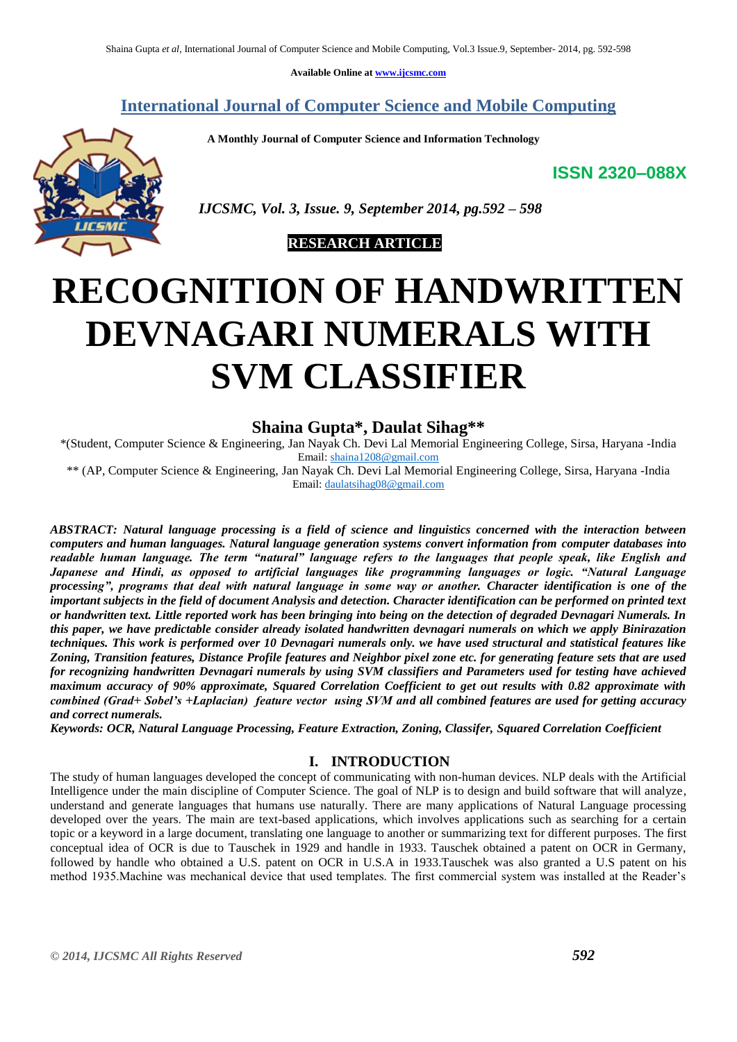Available Online at www.ijcsmc.com

**International Journal of Computer Science and Mobile Computing**

**A Monthly Journal of Computer Science and Information Technology**

**ISSN 2320–088X**

***IJCSMC, Vol. 3, Issue. 9, September 2014, pg.592 – 598***

**RESEARCH ARTICLE**

# RECOGNITION OF HANDWRITTEN DEVNAGARI NUMERALS WITH SVM CLASSIFIER

**Shaina Gupta\*, Daulat Sihag\*\***

\*(Student, Computer Science & Engineering, Jan Nayak Ch. Devi Lal Memorial Engineering College, Sirsa, Haryana -India
Email: shaina1208@gmail.com

\*\* (AP, Computer Science & Engineering, Jan Nayak Ch. Devi Lal Memorial Engineering College, Sirsa, Haryana -India
Email: daulatsihag08@gmail.com

***ABSTRACT: Natural language processing is a field of science and linguistics concerned with the interaction between computers and human languages. Natural language generation systems convert information from computer databases into readable human language. The term "natural" language refers to the languages that people speak, like English and Japanese and Hindi, as opposed to artificial languages like programming languages or logic. "Natural Language processing", programs that deal with natural language in some way or another. Character identification is one of the important subjects in the field of document Analysis and detection. Character identification can be performed on printed text or handwritten text. Little reported work has been bringing into being on the detection of degraded Devnagari Numerals. In this paper, we have predictable consider already isolated handwritten devnagari numerals on which we apply Binirazation techniques. This work is performed over 10 Devnagari numerals only. we have used structural and statistical features like Zoning, Transition features, Distance Profile features and Neighbor pixel zone etc. for generating feature sets that are used for recognizing handwritten Devnagari numerals by using SVM classifiers and Parameters used for testing have achieved maximum accuracy of 90% approximate, Squared Correlation Coefficient to get out results with 0.82 approximate with combined (Grad+ Sobel's +Laplacian) feature vector using SVM and all combined features are used for getting accuracy and correct numerals.***

***Keywords: OCR, Natural Language Processing, Feature Extraction, Zoning, Classifer, Squared Correlation Coefficient***

## I. INTRODUCTION

The study of human languages developed the concept of communicating with non-human devices. NLP deals with the Artificial Intelligence under the main discipline of Computer Science. The goal of NLP is to design and build software that will analyze, understand and generate languages that humans use naturally. There are many applications of Natural Language processing developed over the years. The main are text-based applications, which involves applications such as searching for a certain topic or a keyword in a large document, translating one language to another or summarizing text for different purposes. The first conceptual idea of OCR is due to Tauschek in 1929 and handle in 1933. Tauschek obtained a patent on OCR in Germany, followed by handle who obtained a U.S. patent on OCR in U.S.A in 1933.Tauschek was also granted a U.S patent on his method 1935.Machine was mechanical device that used templates. The first commercial system was installed at the Reader's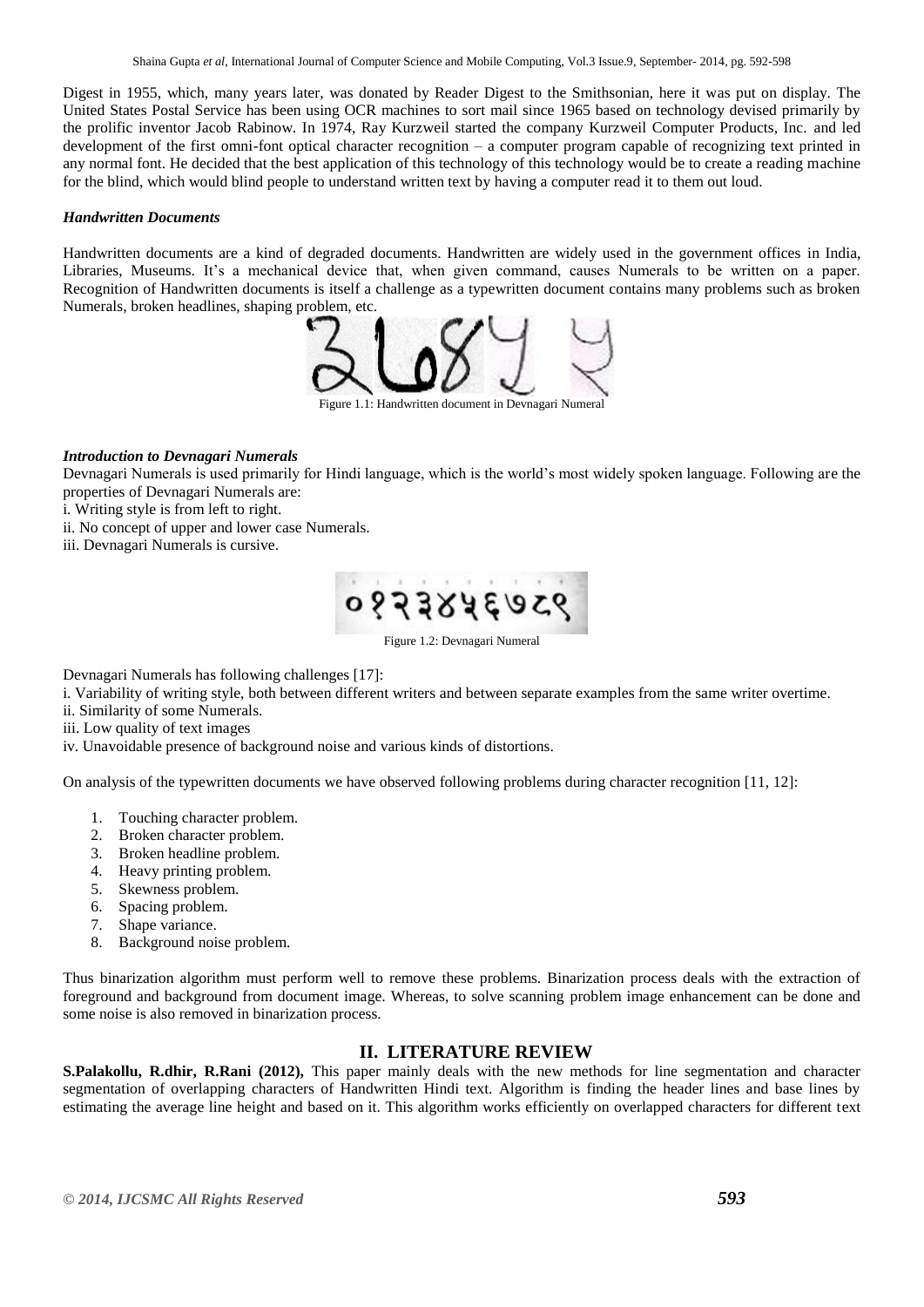Digest in 1955, which, many years later, was donated by Reader Digest to the Smithsonian, here it was put on display. The United States Postal Service has been using OCR machines to sort mail since 1965 based on technology devised primarily by the prolific inventor Jacob Rabinow. In 1974, Ray Kurzweil started the company Kurzweil Computer Products, Inc. and led development of the first omni-font optical character recognition – a computer program capable of recognizing text printed in any normal font. He decided that the best application of this technology of this technology would be to create a reading machine for the blind, which would blind people to understand written text by having a computer read it to them out loud.

### *Handwritten Documents*

Handwritten documents are a kind of degraded documents. Handwritten are widely used in the government offices in India, Libraries, Museums. It's a mechanical device that, when given command, causes Numerals to be written on a paper. Recognition of Handwritten documents is itself a challenge as a typewritten document contains many problems such as broken Numerals, broken headlines, shaping problem, etc.

Figure 1.1: Handwritten document in Devnagari Numeral

### *Introduction to Devnagari Numerals*

Devnagari Numerals is used primarily for Hindi language, which is the world's most widely spoken language. Following are the properties of Devnagari Numerals are:

i. Writing style is from left to right.
ii. No concept of upper and lower case Numerals.
iii. Devnagari Numerals is cursive.

Figure 1.2: Devnagari Numeral

Devnagari Numerals has following challenges [17]:

i. Variability of writing style, both between different writers and between separate examples from the same writer overtime.
ii. Similarity of some Numerals.
iii. Low quality of text images
iv. Unavoidable presence of background noise and various kinds of distortions.

On analysis of the typewritten documents we have observed following problems during character recognition [11, 12]:

1. Touching character problem.
2. Broken character problem.
3. Broken headline problem.
4. Heavy printing problem.
5. Skewness problem.
6. Spacing problem.
7. Shape variance.
8. Background noise problem.

Thus binarization algorithm must perform well to remove these problems. Binarization process deals with the extraction of foreground and background from document image. Whereas, to solve scanning problem image enhancement can be done and some noise is also removed in binarization process.

## II. LITERATURE REVIEW

**S.Palakollu, R.dhir, R.Rani (2012),** This paper mainly deals with the new methods for line segmentation and character segmentation of overlapping characters of Handwritten Hindi text. Algorithm is finding the header lines and base lines by estimating the average line height and based on it. This algorithm works efficiently on overlapped characters for different text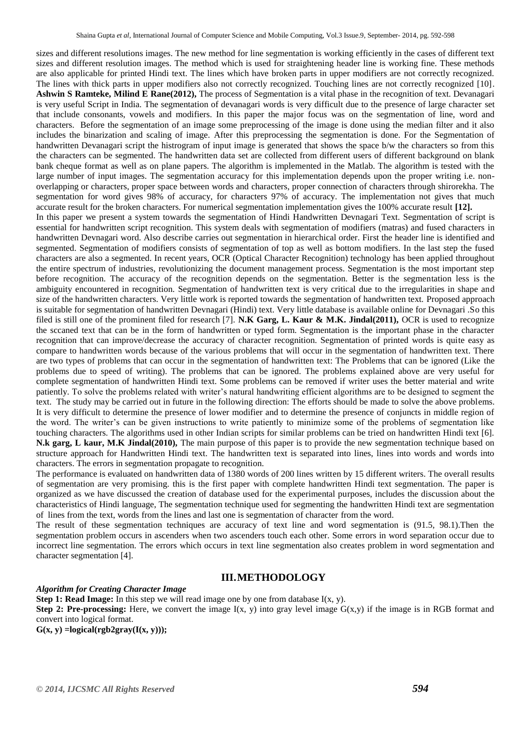sizes and different resolutions images. The new method for line segmentation is working efficiently in the cases of different text sizes and different resolution images. The method which is used for straightening header line is working fine. These methods are also applicable for printed Hindi text. The lines which have broken parts in upper modifiers are not correctly recognized. The lines with thick parts in upper modifiers also not correctly recognized. Touching lines are not correctly recognized [10].
**Ashwin S Ramteke, Milind E Rane(2012),** The process of Segmentation is a vital phase in the recognition of text. Devanagari is very useful Script in India. The segmentation of devanagari words is very difficult due to the presence of large character set that include consonants, vowels and modifiers. In this paper the major focus was on the segmentation of line, word and characters. Before the segmentation of an image some preprocessing of the image is done using the median filter and it also includes the binarization and scaling of image. After this preprocessing the segmentation is done. For the Segmentation of handwritten Devanagari script the histrogram of input image is generated that shows the space b/w the characters so from this the characters can be segmented. The handwritten data set are collected from different users of different background on blank bank cheque format as well as on plane papers. The algorithm is implemented in the Matlab. The algorithm is tested with the large number of input images. The segmentation accuracy for this implementation depends upon the proper writing i.e. non-overlapping or characters, proper space between words and characters, proper connection of characters through shirorekha. The segmentation for word gives 98% of accuracy, for characters 97% of accuracy. The implementation not gives that much accurate result for the broken characters. For numerical segmentation implementation gives the 100% accurate result **[12].**

In this paper we present a system towards the segmentation of Hindi Handwritten Devnagari Text. Segmentation of script is essential for handwritten script recognition. This system deals with segmentation of modifiers (matras) and fused characters in handwritten Devnagari word. Also describe carries out segmentation in hierarchical order. First the header line is identified and segmented. Segmentation of modifiers consists of segmentation of top as well as bottom modifiers. In the last step the fused characters are also a segmented. In recent years, OCR (Optical Character Recognition) technology has been applied throughout the entire spectrum of industries, revolutionizing the document management process. Segmentation is the most important step before recognition. The accuracy of the recognition depends on the segmentation. Better is the segmentation less is the ambiguity encountered in recognition. Segmentation of handwritten text is very critical due to the irregularities in shape and size of the handwritten characters. Very little work is reported towards the segmentation of handwritten text. Proposed approach is suitable for segmentation of handwritten Devnagari (Hindi) text. Very little database is available online for Devnagari .So this filed is still one of the prominent filed for research [7]. **N.K Garg, L. Kaur & M.K. Jindal(2011),** OCR is used to recognize the sccaned text that can be in the form of handwritten or typed form. Segmentation is the important phase in the character recognition that can improve/decrease the accuracy of character recognition. Segmentation of printed words is quite easy as compare to handwritten words because of the various problems that will occur in the segmentation of handwritten text. There are two types of problems that can occur in the segmentation of handwritten text: The Problems that can be ignored (Like the problems due to speed of writing). The problems that can be ignored. The problems explained above are very useful for complete segmentation of handwritten Hindi text. Some problems can be removed if writer uses the better material and write patiently. To solve the problems related with writer's natural handwriting efficient algorithms are to be designed to segment the text. The study may be carried out in future in the following direction: The efforts should be made to solve the above problems. It is very difficult to determine the presence of lower modifier and to determine the presence of conjuncts in middle region of the word. The writer's can be given instructions to write patiently to minimize some of the problems of segmentation like touching characters. The algorithms used in other Indian scripts for similar problems can be tried on handwritten Hindi text [6].
**N.k garg, L kaur, M.K Jindal(2010),** The main purpose of this paper is to provide the new segmentation technique based on structure approach for Handwritten Hindi text. The handwritten text is separated into lines, lines into words and words into characters. The errors in segmentation propagate to recognition.

The performance is evaluated on handwritten data of 1380 words of 200 lines written by 15 different writers. The overall results of segmentation are very promising. this is the first paper with complete handwritten Hindi text segmentation. The paper is organized as we have discussed the creation of database used for the experimental purposes, includes the discussion about the characteristics of Hindi language, The segmentation technique used for segmenting the handwritten Hindi text are segmentation of lines from the text, words from the lines and last one is segmentation of character from the word.

The result of these segmentation techniques are accuracy of text line and word segmentation is (91.5, 98.1).Then the segmentation problem occurs in ascenders when two ascenders touch each other. Some errors in word separation occur due to incorrect line segmentation. The errors which occurs in text line segmentation also creates problem in word segmentation and character segmentation [4].

## III. METHODOLOGY

***Algorithm for Creating Character Image***

**Step 1: Read Image:** In this step we will read image one by one from database I(x, y).

**Step 2: Pre-processing:** Here, we convert the image I(x, y) into gray level image G(x,y) if the image is in RGB format and convert into logical format.

**G(x, y) =logical(rgb2gray(I(x, y)));**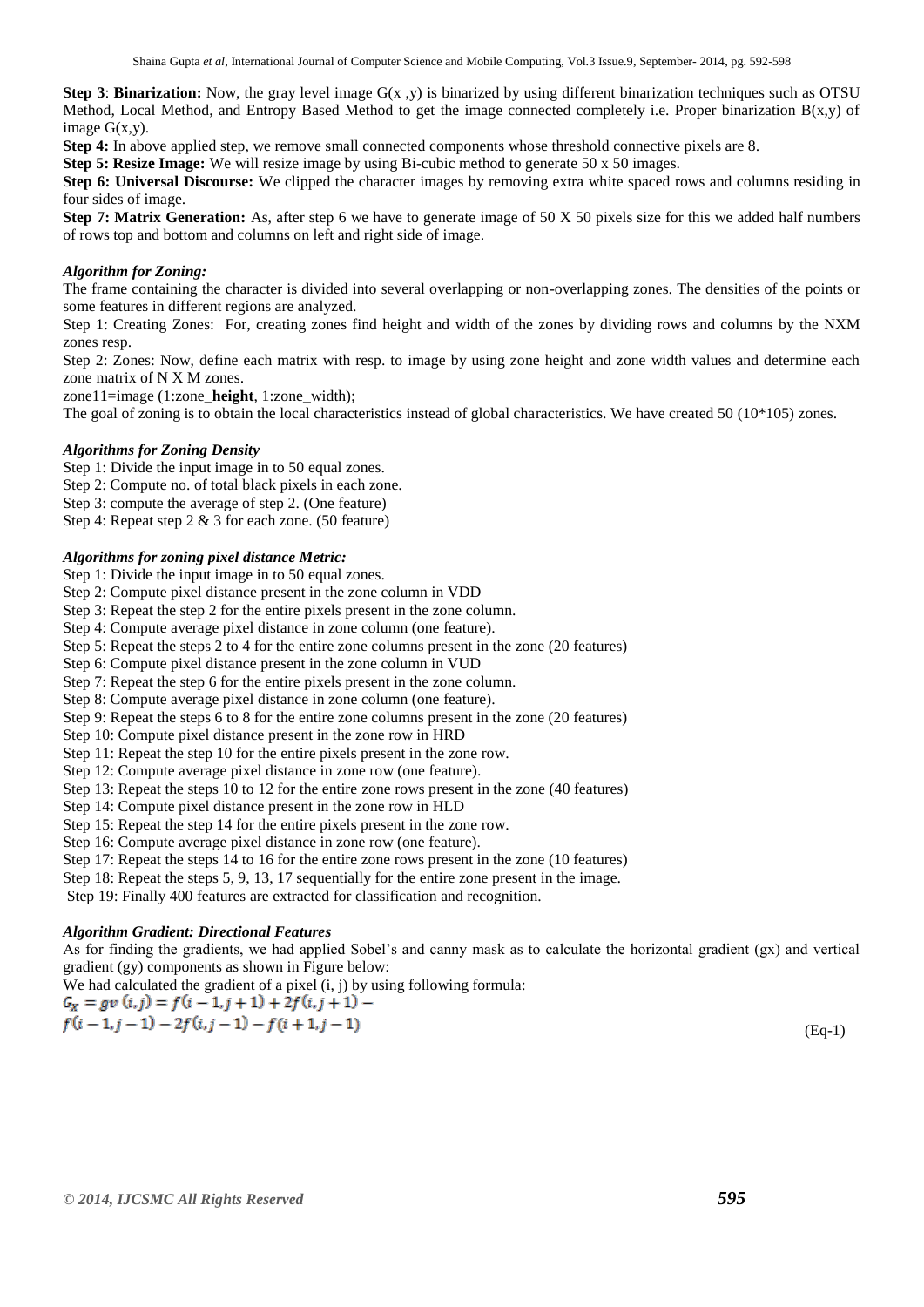**Step 3**: **Binarization:** Now, the gray level image G(x ,y) is binarized by using different binarization techniques such as OTSU Method, Local Method, and Entropy Based Method to get the image connected completely i.e. Proper binarization B(x,y) of image G(x,y).

**Step 4:** In above applied step, we remove small connected components whose threshold connective pixels are 8.

**Step 5: Resize Image:** We will resize image by using Bi-cubic method to generate 50 x 50 images.

**Step 6: Universal Discourse:** We clipped the character images by removing extra white spaced rows and columns residing in four sides of image.

**Step 7: Matrix Generation:** As, after step 6 we have to generate image of 50 X 50 pixels size for this we added half numbers of rows top and bottom and columns on left and right side of image.

***Algorithm for Zoning:***

The frame containing the character is divided into several overlapping or non-overlapping zones. The densities of the points or some features in different regions are analyzed.

Step 1: Creating Zones: For, creating zones find height and width of the zones by dividing rows and columns by the NXM zones resp.

Step 2: Zones: Now, define each matrix with resp. to image by using zone height and zone width values and determine each zone matrix of N X M zones.

zone11=image (1:zone_**height**, 1:zone_width);

The goal of zoning is to obtain the local characteristics instead of global characteristics. We have created 50 (10*105) zones.

***Algorithms for Zoning Density***

Step 1: Divide the input image in to 50 equal zones.

Step 2: Compute no. of total black pixels in each zone.

Step 3: compute the average of step 2. (One feature)

Step 4: Repeat step 2 & 3 for each zone. (50 feature)

***Algorithms for zoning pixel distance Metric:***

Step 1: Divide the input image in to 50 equal zones.

Step 2: Compute pixel distance present in the zone column in VDD

Step 3: Repeat the step 2 for the entire pixels present in the zone column.

Step 4: Compute average pixel distance in zone column (one feature).

Step 5: Repeat the steps 2 to 4 for the entire zone columns present in the zone (20 features)

Step 6: Compute pixel distance present in the zone column in VUD

Step 7: Repeat the step 6 for the entire pixels present in the zone column.

Step 8: Compute average pixel distance in zone column (one feature).

Step 9: Repeat the steps 6 to 8 for the entire zone columns present in the zone (20 features)

Step 10: Compute pixel distance present in the zone row in HRD

Step 11: Repeat the step 10 for the entire pixels present in the zone row.

Step 12: Compute average pixel distance in zone row (one feature).

Step 13: Repeat the steps 10 to 12 for the entire zone rows present in the zone (40 features)

Step 14: Compute pixel distance present in the zone row in HLD

Step 15: Repeat the step 14 for the entire pixels present in the zone row.

Step 16: Compute average pixel distance in zone row (one feature).

Step 17: Repeat the steps 14 to 16 for the entire zone rows present in the zone (10 features)

Step 18: Repeat the steps 5, 9, 13, 17 sequentially for the entire zone present in the image.

Step 19: Finally 400 features are extracted for classification and recognition.

***Algorithm Gradient: Directional Features***

As for finding the gradients, we had applied Sobel's and canny mask as to calculate the horizontal gradient (gx) and vertical gradient (gy) components as shown in Figure below:

We had calculated the gradient of a pixel (i, j) by using following formula:

$$G_x = gv\,(i,j) = f(i-1,j+1) + 2f(i,j+1) - f(i-1,j-1) - 2f(i,j-1) - f(i+1,j-1) \quad \text{(Eq-1)}$$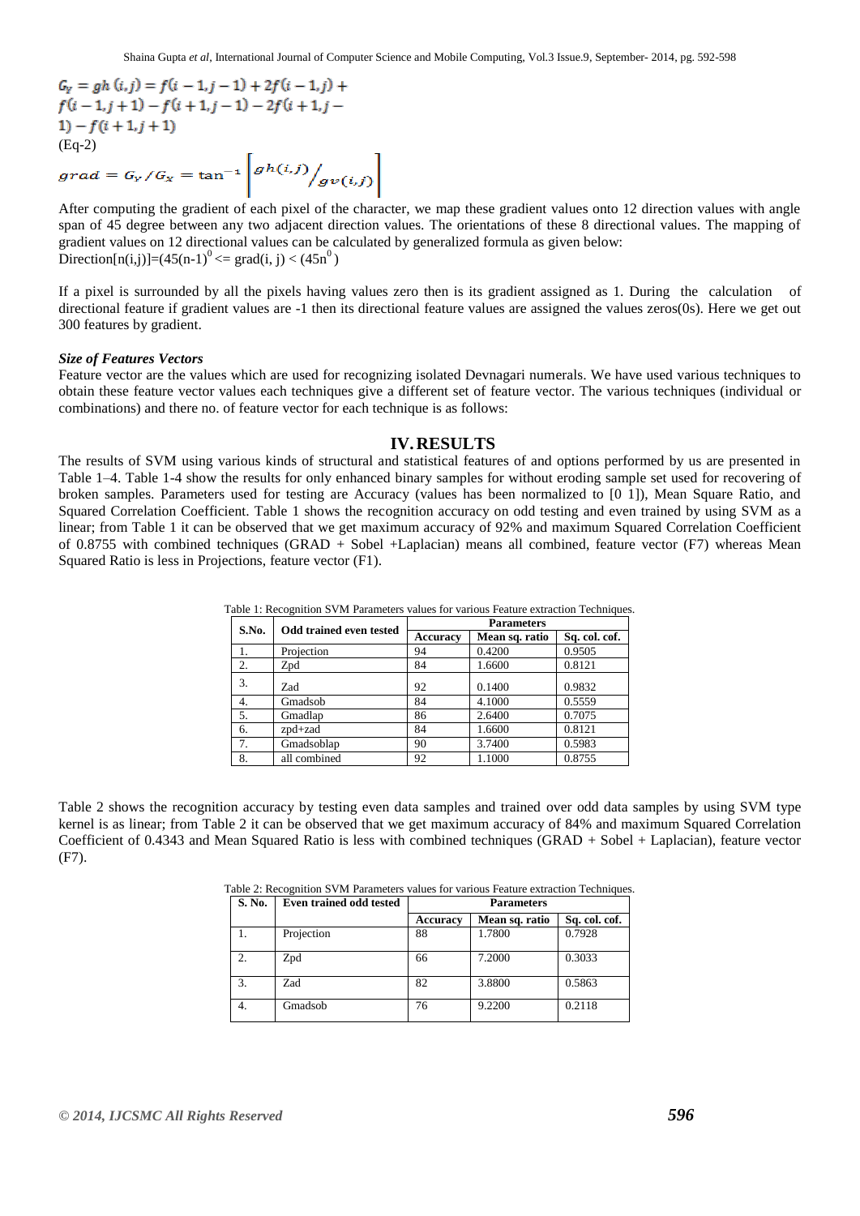$$G_Y = gh(i,j) = f(i-1,j-1) + 2f(i-1,j) + f(i-1,j+1) - f(i+1,j-1) - 2f(i+1,j-1) - f(i+1,j+1)$$

(Eq-2)

$$grad = G_Y / G_X = \tan^{-1} \left[ gh(i,j) / gv(i,j) \right]$$

After computing the gradient of each pixel of the character, we map these gradient values onto 12 direction values with angle span of 45 degree between any two adjacent direction values. The orientations of these 8 directional values. The mapping of gradient values on 12 directional values can be calculated by generalized formula as given below:

Direction$[n(i,j)]=(45(n-1)^0 <= grad(i, j) < (45n^0)$

If a pixel is surrounded by all the pixels having values zero then is its gradient assigned as 1. During the calculation of directional feature if gradient values are -1 then its directional feature values are assigned the values zeros(0s). Here we get out 300 features by gradient.

***Size of Features Vectors***

Feature vector are the values which are used for recognizing isolated Devnagari numerals. We have used various techniques to obtain these feature vector values each techniques give a different set of feature vector. The various techniques (individual or combinations) and there no. of feature vector for each technique is as follows:

## IV. RESULTS

The results of SVM using various kinds of structural and statistical features of and options performed by us are presented in Table 1–4. Table 1-4 show the results for only enhanced binary samples for without eroding sample set used for recovering of broken samples. Parameters used for testing are Accuracy (values has been normalized to [0 1]), Mean Square Ratio, and Squared Correlation Coefficient. Table 1 shows the recognition accuracy on odd testing and even trained by using SVM as a linear; from Table 1 it can be observed that we get maximum accuracy of 92% and maximum Squared Correlation Coefficient of 0.8755 with combined techniques (GRAD + Sobel +Laplacian) means all combined, feature vector (F7) whereas Mean Squared Ratio is less in Projections, feature vector (F1).

Table 1: Recognition SVM Parameters values for various Feature extraction Techniques.

| S.No. | Odd trained even tested | Parameters | | |
|---|---|---|---|---|
| | | Accuracy | Mean sq. ratio | Sq. col. cof. |
| 1. | Projection | 94 | 0.4200 | 0.9505 |
| 2. | Zpd | 84 | 1.6600 | 0.8121 |
| 3. | Zad | 92 | 0.1400 | 0.9832 |
| 4. | Gmadsob | 84 | 4.1000 | 0.5559 |
| 5. | Gmadlap | 86 | 2.6400 | 0.7075 |
| 6. | zpd+zad | 84 | 1.6600 | 0.8121 |
| 7. | Gmadsoblap | 90 | 3.7400 | 0.5983 |
| 8. | all combined | 92 | 1.1000 | 0.8755 |

Table 2 shows the recognition accuracy by testing even data samples and trained over odd data samples by using SVM type kernel is as linear; from Table 2 it can be observed that we get maximum accuracy of 84% and maximum Squared Correlation Coefficient of 0.4343 and Mean Squared Ratio is less with combined techniques (GRAD + Sobel + Laplacian), feature vector (F7).

Table 2: Recognition SVM Parameters values for various Feature extraction Techniques.

| S. No. | Even trained odd tested | Parameters | | |
|---|---|---|---|---|
| | | Accuracy | Mean sq. ratio | Sq. col. cof. |
| 1. | Projection | 88 | 1.7800 | 0.7928 |
| 2. | Zpd | 66 | 7.2000 | 0.3033 |
| 3. | Zad | 82 | 3.8800 | 0.5863 |
| 4. | Gmadsob | 76 | 9.2200 | 0.2118 |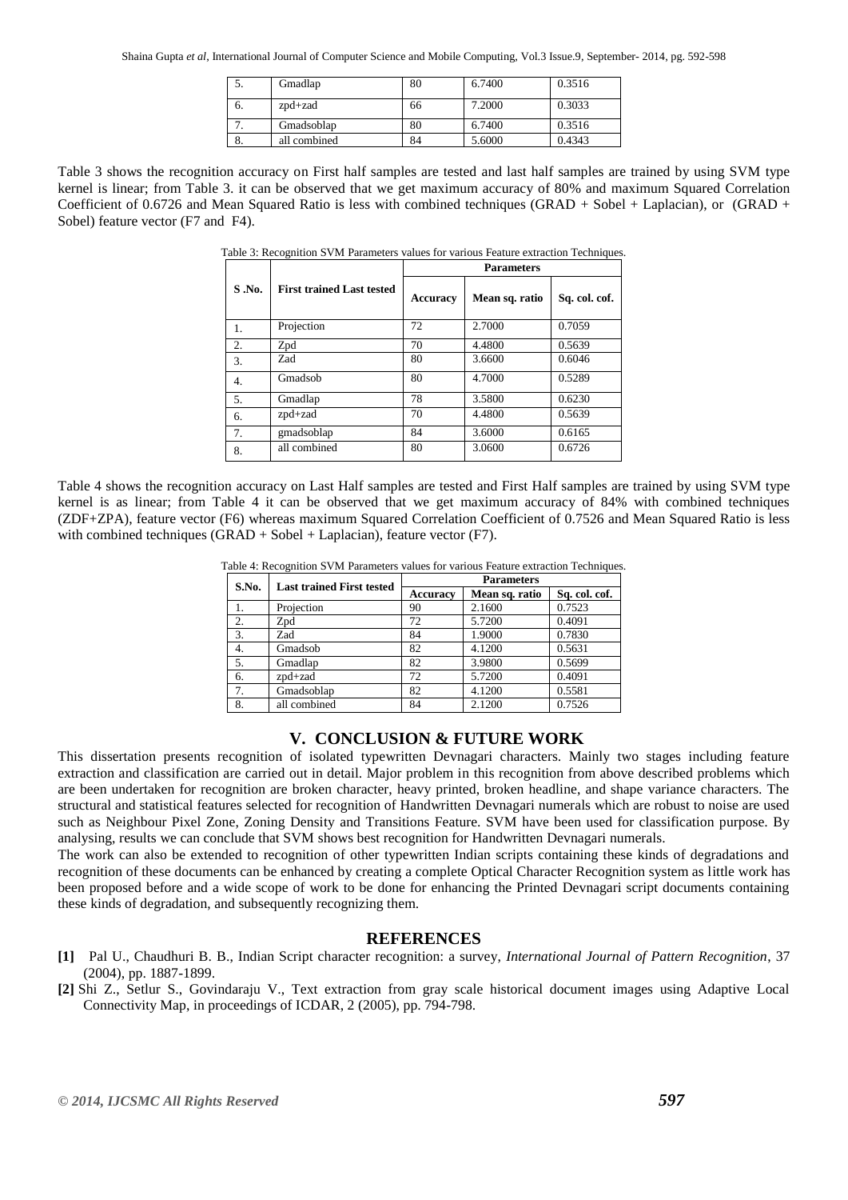| 5. | Gmadlap | 80 | 6.7400 | 0.3516 |
|---|---|---|---|---|
| 6. | zpd+zad | 66 | 7.2000 | 0.3033 |
| 7. | Gmadsoblap | 80 | 6.7400 | 0.3516 |
| 8. | all combined | 84 | 5.6000 | 0.4343 |

Table 3 shows the recognition accuracy on First half samples are tested and last half samples are trained by using SVM type kernel is linear; from Table 3. it can be observed that we get maximum accuracy of 80% and maximum Squared Correlation Coefficient of 0.6726 and Mean Squared Ratio is less with combined techniques (GRAD + Sobel + Laplacian), or (GRAD + Sobel) feature vector (F7 and F4).

Table 3: Recognition SVM Parameters values for various Feature extraction Techniques.

| S .No. | First trained Last tested | Parameters | | |
|---|---|---|---|---|
| | | Accuracy | Mean sq. ratio | Sq. col. cof. |
| 1. | Projection | 72 | 2.7000 | 0.7059 |
| 2. | Zpd | 70 | 4.4800 | 0.5639 |
| 3. | Zad | 80 | 3.6600 | 0.6046 |
| 4. | Gmadsob | 80 | 4.7000 | 0.5289 |
| 5. | Gmadlap | 78 | 3.5800 | 0.6230 |
| 6. | zpd+zad | 70 | 4.4800 | 0.5639 |
| 7. | gmadsoblap | 84 | 3.6000 | 0.6165 |
| 8. | all combined | 80 | 3.0600 | 0.6726 |

Table 4 shows the recognition accuracy on Last Half samples are tested and First Half samples are trained by using SVM type kernel is as linear; from Table 4 it can be observed that we get maximum accuracy of 84% with combined techniques (ZDF+ZPA), feature vector (F6) whereas maximum Squared Correlation Coefficient of 0.7526 and Mean Squared Ratio is less with combined techniques (GRAD + Sobel + Laplacian), feature vector (F7).

Table 4: Recognition SVM Parameters values for various Feature extraction Techniques.

| S.No. | Last trained First tested | Parameters | | |
|---|---|---|---|---|
| | | Accuracy | Mean sq. ratio | Sq. col. cof. |
| 1. | Projection | 90 | 2.1600 | 0.7523 |
| 2. | Zpd | 72 | 5.7200 | 0.4091 |
| 3. | Zad | 84 | 1.9000 | 0.7830 |
| 4. | Gmadsob | 82 | 4.1200 | 0.5631 |
| 5. | Gmadlap | 82 | 3.9800 | 0.5699 |
| 6. | zpd+zad | 72 | 5.7200 | 0.4091 |
| 7. | Gmadsoblap | 82 | 4.1200 | 0.5581 |
| 8. | all combined | 84 | 2.1200 | 0.7526 |

## V. CONCLUSION & FUTURE WORK

This dissertation presents recognition of isolated typewritten Devnagari characters. Mainly two stages including feature extraction and classification are carried out in detail. Major problem in this recognition from above described problems which are been undertaken for recognition are broken character, heavy printed, broken headline, and shape variance characters. The structural and statistical features selected for recognition of Handwritten Devnagari numerals which are robust to noise are used such as Neighbour Pixel Zone, Zoning Density and Transitions Feature. SVM have been used for classification purpose. By analysing, results we can conclude that SVM shows best recognition for Handwritten Devnagari numerals.

The work can also be extended to recognition of other typewritten Indian scripts containing these kinds of degradations and recognition of these documents can be enhanced by creating a complete Optical Character Recognition system as little work has been proposed before and a wide scope of work to be done for enhancing the Printed Devnagari script documents containing these kinds of degradation, and subsequently recognizing them.

## REFERENCES

**[1]** Pal U., Chaudhuri B. B., Indian Script character recognition: a survey, *International Journal of Pattern Recognition*, 37 (2004), pp. 1887-1899.

**[2]** Shi Z., Setlur S., Govindaraju V., Text extraction from gray scale historical document images using Adaptive Local Connectivity Map, in proceedings of ICDAR, 2 (2005), pp. 794-798.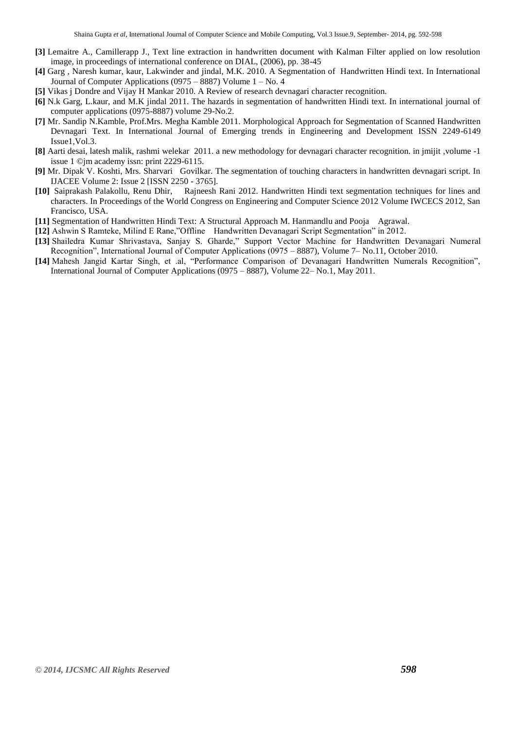**[3]** Lemaitre A., Camillerapp J., Text line extraction in handwritten document with Kalman Filter applied on low resolution image, in proceedings of international conference on DIAL, (2006), pp. 38-45

**[4]** Garg , Naresh kumar, kaur, Lakwinder and jindal, M.K. 2010. A Segmentation of Handwritten Hindi text. In International Journal of Computer Applications (0975 – 8887) Volume 1 – No. 4

**[5]** Vikas j Dondre and Vijay H Mankar 2010. A Review of research devnagari character recognition.

**[6]** N.k Garg, L.kaur, and M.K jindal 2011. The hazards in segmentation of handwritten Hindi text. In international journal of computer applications (0975-8887) volume 29-No.2.

**[7]** Mr. Sandip N.Kamble, Prof.Mrs. Megha Kamble 2011. Morphological Approach for Segmentation of Scanned Handwritten Devnagari Text. In International Journal of Emerging trends in Engineering and Development ISSN 2249-6149 Issue1,Vol.3.

**[8]** Aarti desai, latesh malik, rashmi welekar 2011. a new methodology for devnagari character recognition. in jmijit ,volume -1 issue 1 ©jm academy issn: print 2229-6115.

**[9]** Mr. Dipak V. Koshti, Mrs. Sharvari Govilkar. The segmentation of touching characters in handwritten devnagari script. In IJACEE Volume 2: Issue 2 [ISSN 2250 - 3765].

**[10]** Saiprakash Palakollu, Renu Dhir, Rajneesh Rani 2012. Handwritten Hindi text segmentation techniques for lines and characters. In Proceedings of the World Congress on Engineering and Computer Science 2012 Volume IWCECS 2012, San Francisco, USA.

**[11]** Segmentation of Handwritten Hindi Text: A Structural Approach M. Hanmandlu and Pooja Agrawal.

**[12]** Ashwin S Ramteke, Milind E Rane,"Offline Handwritten Devanagari Script Segmentation" in 2012.

**[13]** Shailedra Kumar Shrivastava, Sanjay S. Gharde," Support Vector Machine for Handwritten Devanagari Numeral Recognition", International Journal of Computer Applications (0975 – 8887), Volume 7– No.11, October 2010.

**[14]** Mahesh Jangid Kartar Singh, et .al, "Performance Comparison of Devanagari Handwritten Numerals Recognition", International Journal of Computer Applications (0975 – 8887), Volume 22– No.1, May 2011.